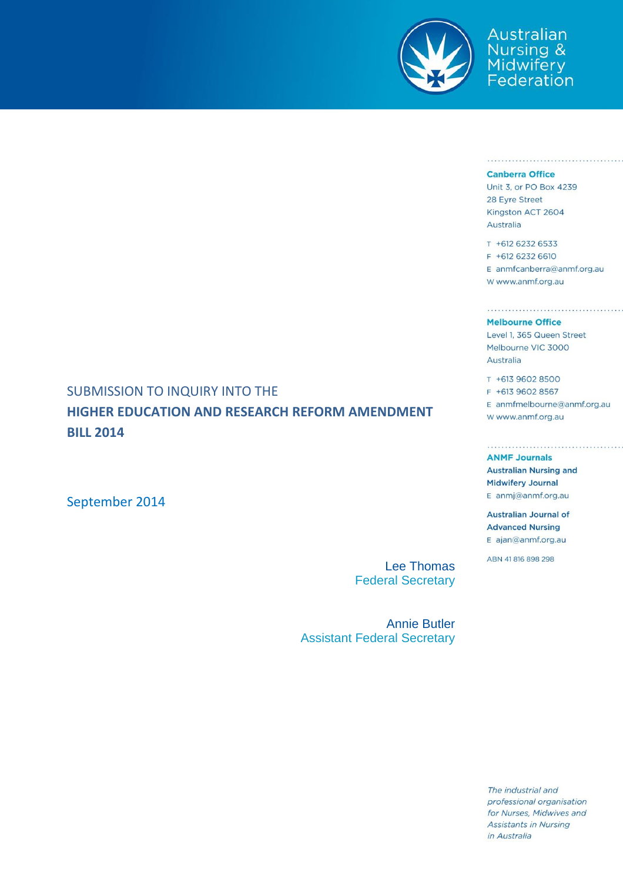Australian Nursing & Midwifery Federation

**Canberra Office**
Unit 3, or PO Box 4239
28 Eyre Street
Kingston ACT 2604
Australia

T +612 6232 6533
F +612 6232 6610
E anmfcanberra@anmf.org.au
W www.anmf.org.au

**Melbourne Office**
Level 1, 365 Queen Street
Melbourne VIC 3000
Australia

T +613 9602 8500
F +613 9602 8567
E anmfmelbourne@anmf.org.au
W www.anmf.org.au

**ANMF Journals**
Australian Nursing and Midwifery Journal
E anmj@anmf.org.au

Australian Journal of Advanced Nursing
E ajan@anmf.org.au

ABN 41 816 898 298

# SUBMISSION TO INQUIRY INTO THE **HIGHER EDUCATION AND RESEARCH REFORM AMENDMENT BILL 2014**

September 2014

Lee Thomas
Federal Secretary

Annie Butler
Assistant Federal Secretary

*The industrial and professional organisation for Nurses, Midwives and Assistants in Nursing in Australia*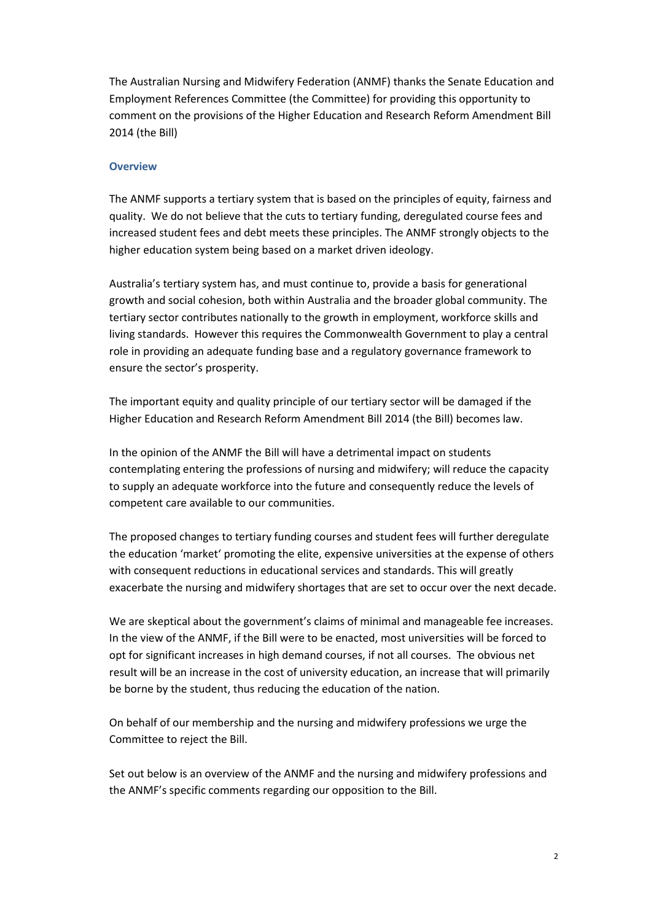The Australian Nursing and Midwifery Federation (ANMF) thanks the Senate Education and Employment References Committee (the Committee) for providing this opportunity to comment on the provisions of the Higher Education and Research Reform Amendment Bill 2014 (the Bill)

### Overview

The ANMF supports a tertiary system that is based on the principles of equity, fairness and quality. We do not believe that the cuts to tertiary funding, deregulated course fees and increased student fees and debt meets these principles. The ANMF strongly objects to the higher education system being based on a market driven ideology.

Australia's tertiary system has, and must continue to, provide a basis for generational growth and social cohesion, both within Australia and the broader global community. The tertiary sector contributes nationally to the growth in employment, workforce skills and living standards. However this requires the Commonwealth Government to play a central role in providing an adequate funding base and a regulatory governance framework to ensure the sector's prosperity.

The important equity and quality principle of our tertiary sector will be damaged if the Higher Education and Research Reform Amendment Bill 2014 (the Bill) becomes law.

In the opinion of the ANMF the Bill will have a detrimental impact on students contemplating entering the professions of nursing and midwifery; will reduce the capacity to supply an adequate workforce into the future and consequently reduce the levels of competent care available to our communities.

The proposed changes to tertiary funding courses and student fees will further deregulate the education 'market' promoting the elite, expensive universities at the expense of others with consequent reductions in educational services and standards. This will greatly exacerbate the nursing and midwifery shortages that are set to occur over the next decade.

We are skeptical about the government's claims of minimal and manageable fee increases. In the view of the ANMF, if the Bill were to be enacted, most universities will be forced to opt for significant increases in high demand courses, if not all courses. The obvious net result will be an increase in the cost of university education, an increase that will primarily be borne by the student, thus reducing the education of the nation.

On behalf of our membership and the nursing and midwifery professions we urge the Committee to reject the Bill.

Set out below is an overview of the ANMF and the nursing and midwifery professions and the ANMF's specific comments regarding our opposition to the Bill.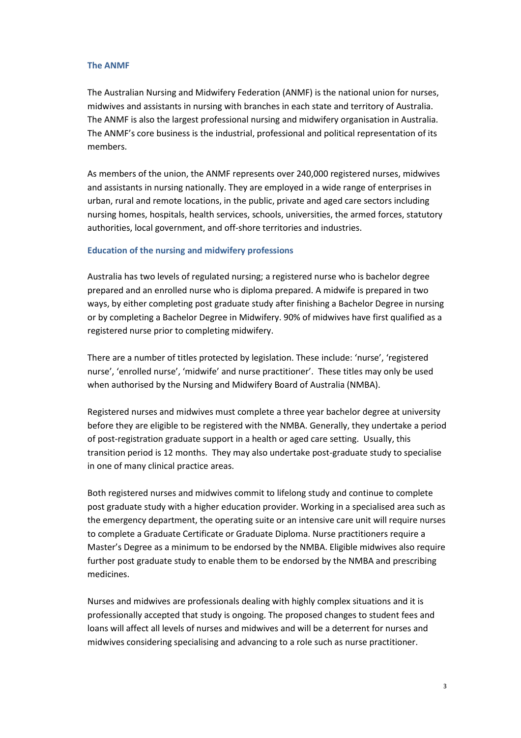## The ANMF

The Australian Nursing and Midwifery Federation (ANMF) is the national union for nurses, midwives and assistants in nursing with branches in each state and territory of Australia. The ANMF is also the largest professional nursing and midwifery organisation in Australia. The ANMF's core business is the industrial, professional and political representation of its members.

As members of the union, the ANMF represents over 240,000 registered nurses, midwives and assistants in nursing nationally. They are employed in a wide range of enterprises in urban, rural and remote locations, in the public, private and aged care sectors including nursing homes, hospitals, health services, schools, universities, the armed forces, statutory authorities, local government, and off-shore territories and industries.

## Education of the nursing and midwifery professions

Australia has two levels of regulated nursing; a registered nurse who is bachelor degree prepared and an enrolled nurse who is diploma prepared. A midwife is prepared in two ways, by either completing post graduate study after finishing a Bachelor Degree in nursing or by completing a Bachelor Degree in Midwifery. 90% of midwives have first qualified as a registered nurse prior to completing midwifery.

There are a number of titles protected by legislation. These include: 'nurse', 'registered nurse', 'enrolled nurse', 'midwife' and nurse practitioner'. These titles may only be used when authorised by the Nursing and Midwifery Board of Australia (NMBA).

Registered nurses and midwives must complete a three year bachelor degree at university before they are eligible to be registered with the NMBA. Generally, they undertake a period of post-registration graduate support in a health or aged care setting. Usually, this transition period is 12 months. They may also undertake post-graduate study to specialise in one of many clinical practice areas.

Both registered nurses and midwives commit to lifelong study and continue to complete post graduate study with a higher education provider. Working in a specialised area such as the emergency department, the operating suite or an intensive care unit will require nurses to complete a Graduate Certificate or Graduate Diploma. Nurse practitioners require a Master's Degree as a minimum to be endorsed by the NMBA. Eligible midwives also require further post graduate study to enable them to be endorsed by the NMBA and prescribing medicines.

Nurses and midwives are professionals dealing with highly complex situations and it is professionally accepted that study is ongoing. The proposed changes to student fees and loans will affect all levels of nurses and midwives and will be a deterrent for nurses and midwives considering specialising and advancing to a role such as nurse practitioner.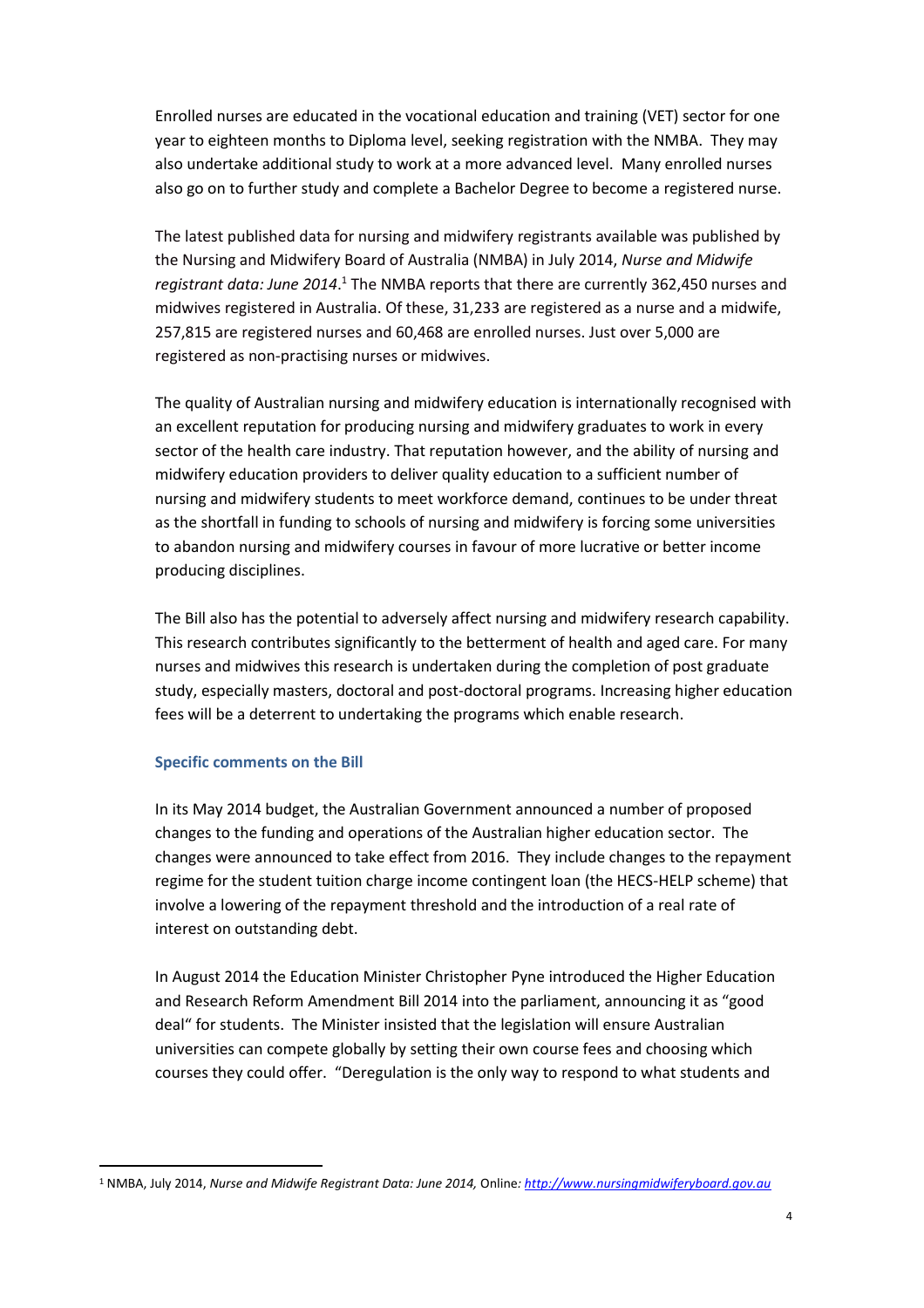Enrolled nurses are educated in the vocational education and training (VET) sector for one year to eighteen months to Diploma level, seeking registration with the NMBA. They may also undertake additional study to work at a more advanced level. Many enrolled nurses also go on to further study and complete a Bachelor Degree to become a registered nurse.

The latest published data for nursing and midwifery registrants available was published by the Nursing and Midwifery Board of Australia (NMBA) in July 2014, *Nurse and Midwife registrant data: June 2014*.[1] The NMBA reports that there are currently 362,450 nurses and midwives registered in Australia. Of these, 31,233 are registered as a nurse and a midwife, 257,815 are registered nurses and 60,468 are enrolled nurses. Just over 5,000 are registered as non-practising nurses or midwives.

The quality of Australian nursing and midwifery education is internationally recognised with an excellent reputation for producing nursing and midwifery graduates to work in every sector of the health care industry. That reputation however, and the ability of nursing and midwifery education providers to deliver quality education to a sufficient number of nursing and midwifery students to meet workforce demand, continues to be under threat as the shortfall in funding to schools of nursing and midwifery is forcing some universities to abandon nursing and midwifery courses in favour of more lucrative or better income producing disciplines.

The Bill also has the potential to adversely affect nursing and midwifery research capability. This research contributes significantly to the betterment of health and aged care. For many nurses and midwives this research is undertaken during the completion of post graduate study, especially masters, doctoral and post-doctoral programs. Increasing higher education fees will be a deterrent to undertaking the programs which enable research.

### Specific comments on the Bill

In its May 2014 budget, the Australian Government announced a number of proposed changes to the funding and operations of the Australian higher education sector. The changes were announced to take effect from 2016. They include changes to the repayment regime for the student tuition charge income contingent loan (the HECS-HELP scheme) that involve a lowering of the repayment threshold and the introduction of a real rate of interest on outstanding debt.

In August 2014 the Education Minister Christopher Pyne introduced the Higher Education and Research Reform Amendment Bill 2014 into the parliament, announcing it as "good deal" for students. The Minister insisted that the legislation will ensure Australian universities can compete globally by setting their own course fees and choosing which courses they could offer. "Deregulation is the only way to respond to what students and

---

[1] NMBA, July 2014, *Nurse and Midwife Registrant Data: June 2014,* Online*:* [http://www.nursingmidwiferyboard.gov.au](http://www.nursingmidwiferyboard.gov.au)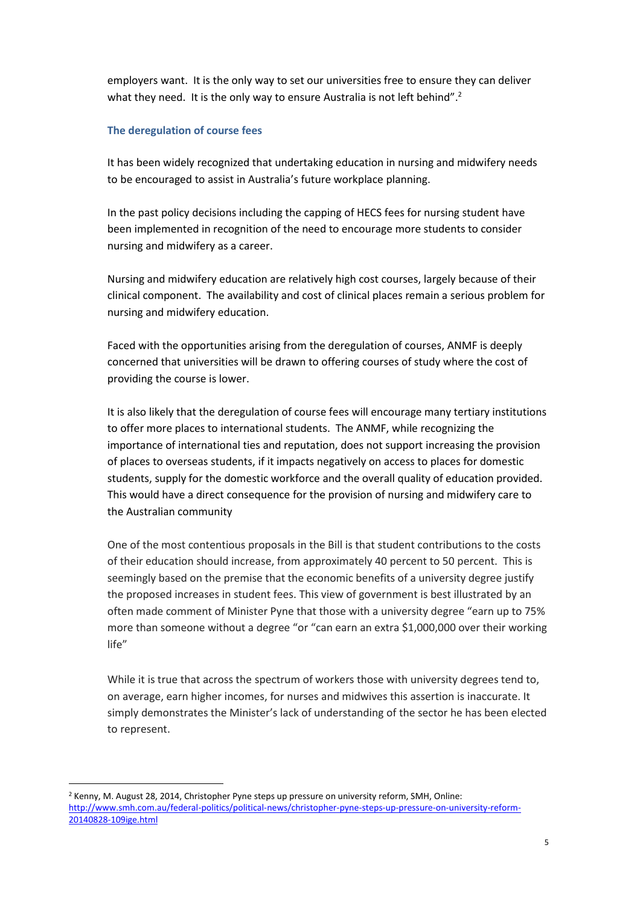employers want. It is the only way to set our universities free to ensure they can deliver what they need. It is the only way to ensure Australia is not left behind".[2]

### The deregulation of course fees

It has been widely recognized that undertaking education in nursing and midwifery needs to be encouraged to assist in Australia's future workplace planning.

In the past policy decisions including the capping of HECS fees for nursing student have been implemented in recognition of the need to encourage more students to consider nursing and midwifery as a career.

Nursing and midwifery education are relatively high cost courses, largely because of their clinical component. The availability and cost of clinical places remain a serious problem for nursing and midwifery education.

Faced with the opportunities arising from the deregulation of courses, ANMF is deeply concerned that universities will be drawn to offering courses of study where the cost of providing the course is lower.

It is also likely that the deregulation of course fees will encourage many tertiary institutions to offer more places to international students. The ANMF, while recognizing the importance of international ties and reputation, does not support increasing the provision of places to overseas students, if it impacts negatively on access to places for domestic students, supply for the domestic workforce and the overall quality of education provided. This would have a direct consequence for the provision of nursing and midwifery care to the Australian community

One of the most contentious proposals in the Bill is that student contributions to the costs of their education should increase, from approximately 40 percent to 50 percent. This is seemingly based on the premise that the economic benefits of a university degree justify the proposed increases in student fees. This view of government is best illustrated by an often made comment of Minister Pyne that those with a university degree "earn up to 75% more than someone without a degree "or "can earn an extra $1,000,000 over their working life"

While it is true that across the spectrum of workers those with university degrees tend to, on average, earn higher incomes, for nurses and midwives this assertion is inaccurate. It simply demonstrates the Minister's lack of understanding of the sector he has been elected to represent.

---

[2] Kenny, M. August 28, 2014, Christopher Pyne steps up pressure on university reform, SMH, Online: http://www.smh.com.au/federal-politics/political-news/christopher-pyne-steps-up-pressure-on-university-reform-20140828-109ige.html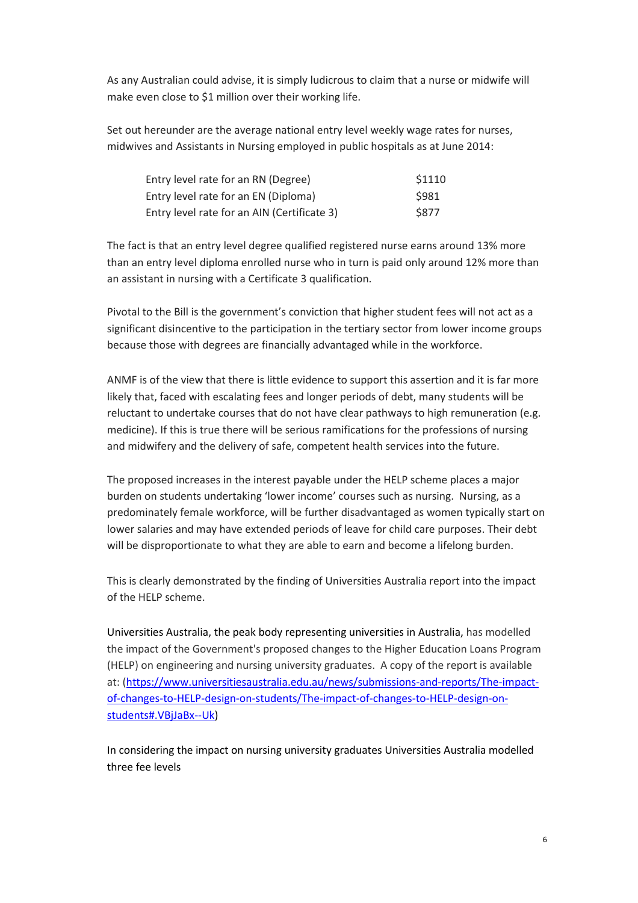As any Australian could advise, it is simply ludicrous to claim that a nurse or midwife will make even close to $1 million over their working life.

Set out hereunder are the average national entry level weekly wage rates for nurses, midwives and Assistants in Nursing employed in public hospitals as at June 2014:

| | |
|---|---|
| Entry level rate for an RN (Degree) | $1110 |
| Entry level rate for an EN (Diploma) | $981 |
| Entry level rate for an AIN (Certificate 3) | $877 |

The fact is that an entry level degree qualified registered nurse earns around 13% more than an entry level diploma enrolled nurse who in turn is paid only around 12% more than an assistant in nursing with a Certificate 3 qualification.

Pivotal to the Bill is the government's conviction that higher student fees will not act as a significant disincentive to the participation in the tertiary sector from lower income groups because those with degrees are financially advantaged while in the workforce.

ANMF is of the view that there is little evidence to support this assertion and it is far more likely that, faced with escalating fees and longer periods of debt, many students will be reluctant to undertake courses that do not have clear pathways to high remuneration (e.g. medicine). If this is true there will be serious ramifications for the professions of nursing and midwifery and the delivery of safe, competent health services into the future.

The proposed increases in the interest payable under the HELP scheme places a major burden on students undertaking 'lower income' courses such as nursing. Nursing, as a predominately female workforce, will be further disadvantaged as women typically start on lower salaries and may have extended periods of leave for child care purposes. Their debt will be disproportionate to what they are able to earn and become a lifelong burden.

This is clearly demonstrated by the finding of Universities Australia report into the impact of the HELP scheme.

Universities Australia, the peak body representing universities in Australia, has modelled the impact of the Government's proposed changes to the Higher Education Loans Program (HELP) on engineering and nursing university graduates. A copy of the report is available at: ([https://www.universitiesaustralia.edu.au/news/submissions-and-reports/The-impact-of-changes-to-HELP-design-on-students/The-impact-of-changes-to-HELP-design-on-students#.VBjJaBx--Uk](https://www.universitiesaustralia.edu.au/news/submissions-and-reports/The-impact-of-changes-to-HELP-design-on-students/The-impact-of-changes-to-HELP-design-on-students#.VBjJaBx--Uk))

In considering the impact on nursing university graduates Universities Australia modelled three fee levels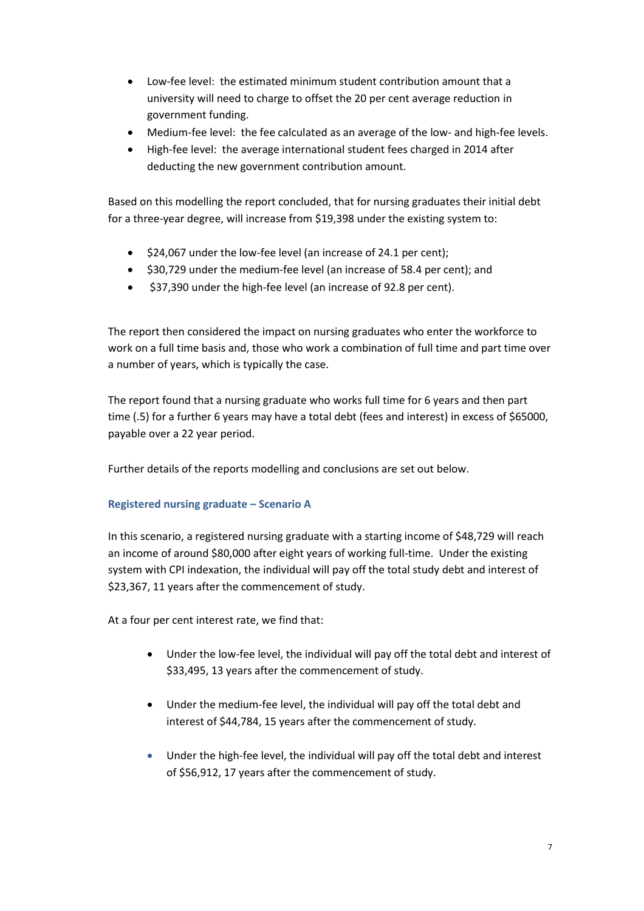- Low-fee level: the estimated minimum student contribution amount that a university will need to charge to offset the 20 per cent average reduction in government funding.
- Medium-fee level: the fee calculated as an average of the low- and high-fee levels.
- High-fee level: the average international student fees charged in 2014 after deducting the new government contribution amount.

Based on this modelling the report concluded, that for nursing graduates their initial debt for a three-year degree, will increase from $19,398 under the existing system to:

- $24,067 under the low-fee level (an increase of 24.1 per cent);
- $30,729 under the medium-fee level (an increase of 58.4 per cent); and
- $37,390 under the high-fee level (an increase of 92.8 per cent).

The report then considered the impact on nursing graduates who enter the workforce to work on a full time basis and, those who work a combination of full time and part time over a number of years, which is typically the case.

The report found that a nursing graduate who works full time for 6 years and then part time (.5) for a further 6 years may have a total debt (fees and interest) in excess of $65000, payable over a 22 year period.

Further details of the reports modelling and conclusions are set out below.

### Registered nursing graduate – Scenario A

In this scenario, a registered nursing graduate with a starting income of $48,729 will reach an income of around $80,000 after eight years of working full-time. Under the existing system with CPI indexation, the individual will pay off the total study debt and interest of $23,367, 11 years after the commencement of study.

At a four per cent interest rate, we find that:

- Under the low-fee level, the individual will pay off the total debt and interest of $33,495, 13 years after the commencement of study.
- Under the medium-fee level, the individual will pay off the total debt and interest of $44,784, 15 years after the commencement of study.
- Under the high-fee level, the individual will pay off the total debt and interest of $56,912, 17 years after the commencement of study.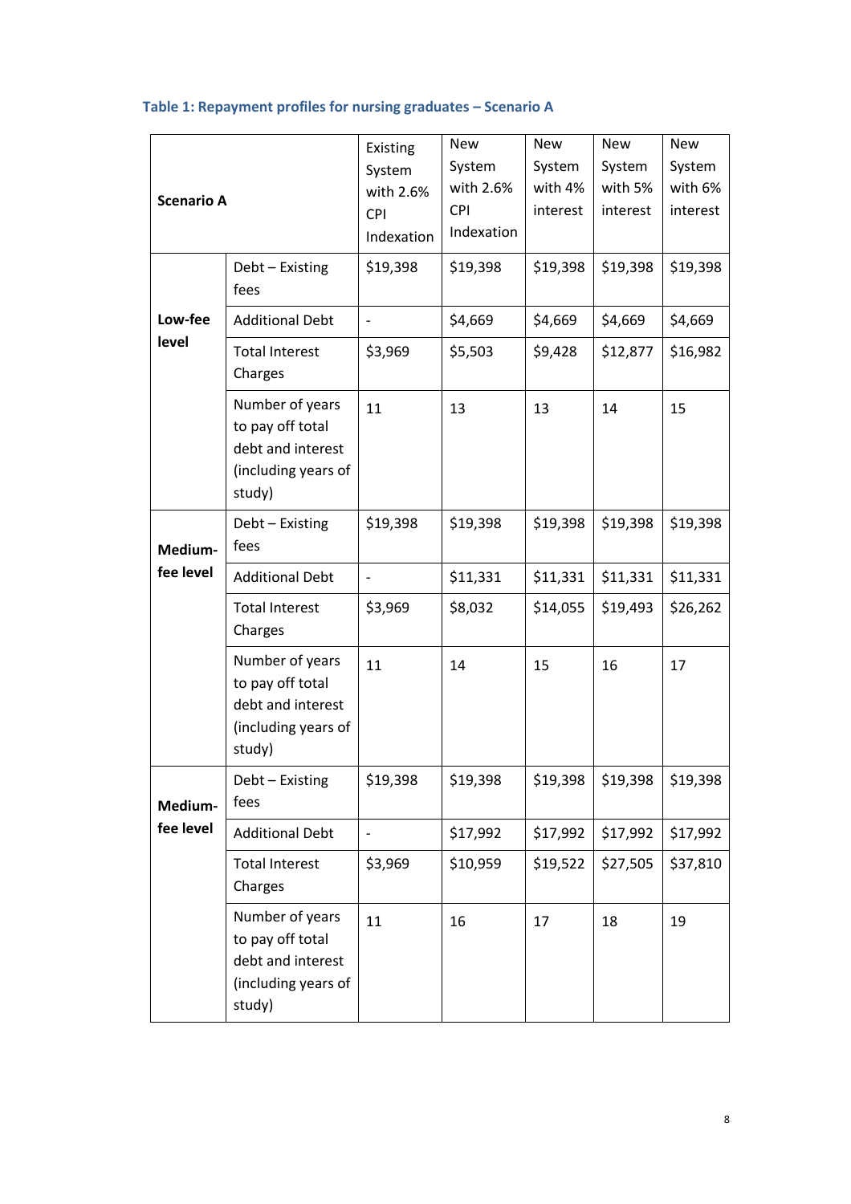### Table 1: Repayment profiles for nursing graduates – Scenario A

| Scenario A | | Existing System with 2.6% CPI Indexation | New System with 2.6% CPI Indexation | New System with 4% interest | New System with 5% interest | New System with 6% interest |
|---|---|---|---|---|---|---|
| Low-fee level | Debt – Existing fees | $19,398 | $19,398 | $19,398 | $19,398 | $19,398 |
| | Additional Debt | - | $4,669 | $4,669 | $4,669 | $4,669 |
| | Total Interest Charges | $3,969 | $5,503 | $9,428 | $12,877 | $16,982 |
| | Number of years to pay off total debt and interest (including years of study) | 11 | 13 | 13 | 14 | 15 |
| Medium-fee level | Debt – Existing fees | $19,398 | $19,398 | $19,398 | $19,398 | $19,398 |
| | Additional Debt | - | $11,331 | $11,331 | $11,331 | $11,331 |
| | Total Interest Charges | $3,969 | $8,032 | $14,055 | $19,493 | $26,262 |
| | Number of years to pay off total debt and interest (including years of study) | 11 | 14 | 15 | 16 | 17 |
| Medium-fee level | Debt – Existing fees | $19,398 | $19,398 | $19,398 | $19,398 | $19,398 |
| | Additional Debt | - | $17,992 | $17,992 | $17,992 | $17,992 |
| | Total Interest Charges | $3,969 | $10,959 | $19,522 | $27,505 | $37,810 |
| | Number of years to pay off total debt and interest (including years of study) | 11 | 16 | 17 | 18 | 19 |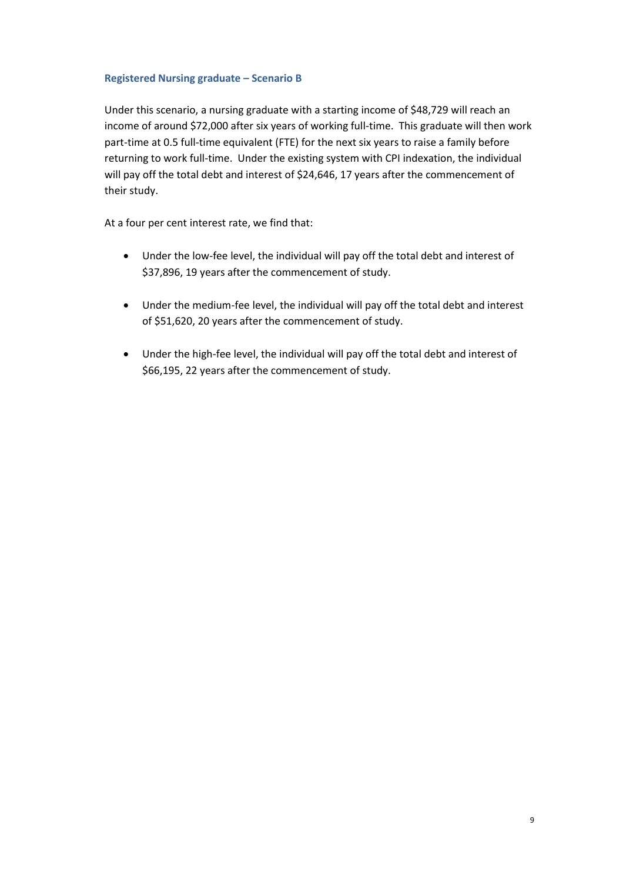### Registered Nursing graduate – Scenario B

Under this scenario, a nursing graduate with a starting income of $48,729 will reach an income of around $72,000 after six years of working full-time. This graduate will then work part-time at 0.5 full-time equivalent (FTE) for the next six years to raise a family before returning to work full-time. Under the existing system with CPI indexation, the individual will pay off the total debt and interest of $24,646, 17 years after the commencement of their study.

At a four per cent interest rate, we find that:

- Under the low-fee level, the individual will pay off the total debt and interest of $37,896, 19 years after the commencement of study.
- Under the medium-fee level, the individual will pay off the total debt and interest of $51,620, 20 years after the commencement of study.
- Under the high-fee level, the individual will pay off the total debt and interest of $66,195, 22 years after the commencement of study.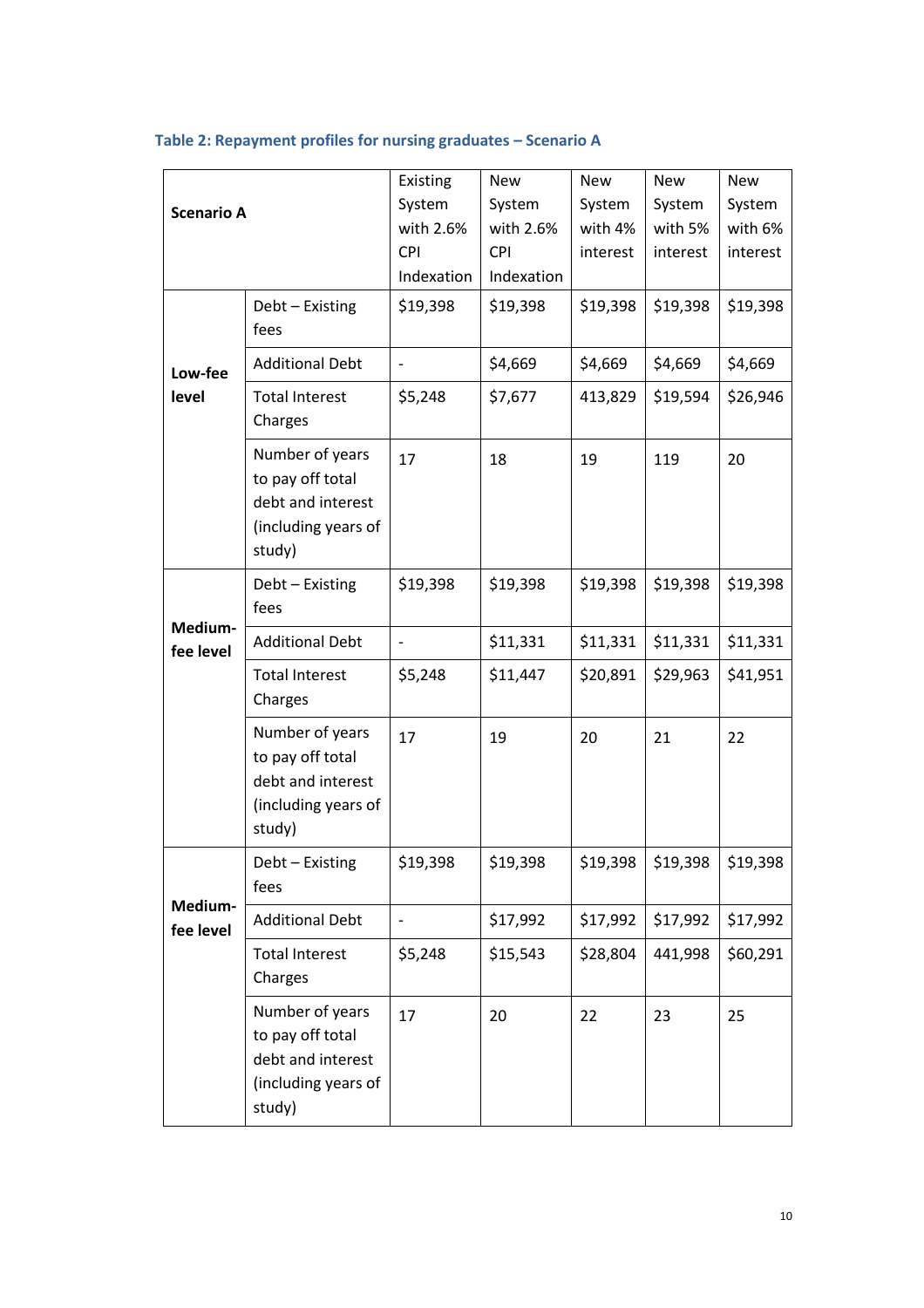### Table 2: Repayment profiles for nursing graduates – Scenario A

| Scenario A | | Existing System with 2.6% CPI Indexation | New System with 2.6% CPI Indexation | New System with 4% interest | New System with 5% interest | New System with 6% interest |
|---|---|---|---|---|---|---|
| Low-fee level | Debt – Existing fees | $19,398 | $19,398 | $19,398 | $19,398 | $19,398 |
| | Additional Debt | - | $4,669 | $4,669 | $4,669 | $4,669 |
| | Total Interest Charges | $5,248 | $7,677 | 413,829 | $19,594 | $26,946 |
| | Number of years to pay off total debt and interest (including years of study) | 17 | 18 | 19 | 119 | 20 |
| Medium-fee level | Debt – Existing fees | $19,398 | $19,398 | $19,398 | $19,398 | $19,398 |
| | Additional Debt | - | $11,331 | $11,331 | $11,331 | $11,331 |
| | Total Interest Charges | $5,248 | $11,447 | $20,891 | $29,963 | $41,951 |
| | Number of years to pay off total debt and interest (including years of study) | 17 | 19 | 20 | 21 | 22 |
| Medium-fee level | Debt – Existing fees | $19,398 | $19,398 | $19,398 | $19,398 | $19,398 |
| | Additional Debt | - | $17,992 | $17,992 | $17,992 | $17,992 |
| | Total Interest Charges | $5,248 | $15,543 | $28,804 | 441,998 | $60,291 |
| | Number of years to pay off total debt and interest (including years of study) | 17 | 20 | 22 | 23 | 25 |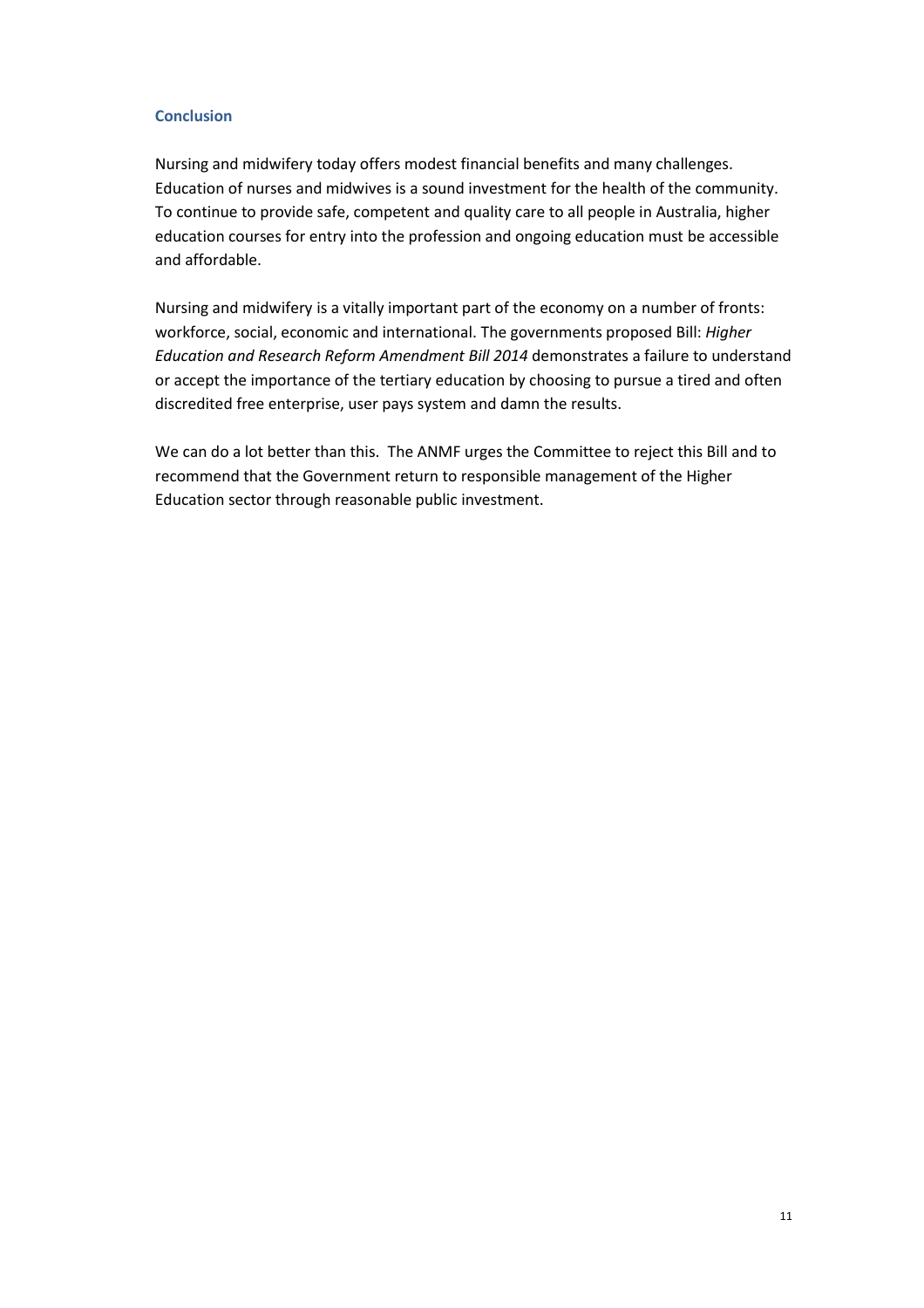## Conclusion

Nursing and midwifery today offers modest financial benefits and many challenges. Education of nurses and midwives is a sound investment for the health of the community. To continue to provide safe, competent and quality care to all people in Australia, higher education courses for entry into the profession and ongoing education must be accessible and affordable.

Nursing and midwifery is a vitally important part of the economy on a number of fronts: workforce, social, economic and international. The governments proposed Bill: *Higher Education and Research Reform Amendment Bill 2014* demonstrates a failure to understand or accept the importance of the tertiary education by choosing to pursue a tired and often discredited free enterprise, user pays system and damn the results.

We can do a lot better than this. The ANMF urges the Committee to reject this Bill and to recommend that the Government return to responsible management of the Higher Education sector through reasonable public investment.